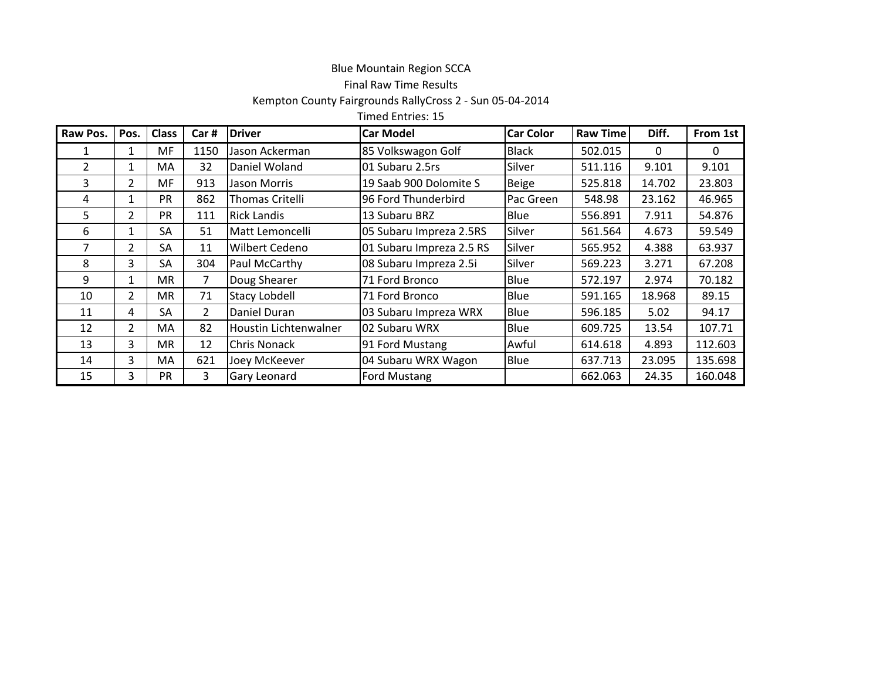Blue Mountain Region SCCA

Final Raw Time Results

Kempton County Fairgrounds RallyCross 2 - Sun 05-04-2014

Timed Entries: 15

| Raw Pos. | Pos. | Class | Car # | Driver | Car Model | Car Color | Raw Time | Diff. | From 1st |
|---|---|---|---|---|---|---|---|---|---|
| 1 | 1 | MF | 1150 | Jason Ackerman | 85 Volkswagon Golf | Black | 502.015 | 0 | 0 |
| 2 | 1 | MA | 32 | Daniel Woland | 01 Subaru 2.5rs | Silver | 511.116 | 9.101 | 9.101 |
| 3 | 2 | MF | 913 | Jason Morris | 19 Saab 900 Dolomite S | Beige | 525.818 | 14.702 | 23.803 |
| 4 | 1 | PR | 862 | Thomas Critelli | 96 Ford Thunderbird | Pac Green | 548.98 | 23.162 | 46.965 |
| 5 | 2 | PR | 111 | Rick Landis | 13 Subaru BRZ | Blue | 556.891 | 7.911 | 54.876 |
| 6 | 1 | SA | 51 | Matt Lemoncelli | 05 Subaru Impreza 2.5RS | Silver | 561.564 | 4.673 | 59.549 |
| 7 | 2 | SA | 11 | Wilbert Cedeno | 01 Subaru Impreza 2.5 RS | Silver | 565.952 | 4.388 | 63.937 |
| 8 | 3 | SA | 304 | Paul McCarthy | 08 Subaru Impreza 2.5i | Silver | 569.223 | 3.271 | 67.208 |
| 9 | 1 | MR | 7 | Doug Shearer | 71 Ford Bronco | Blue | 572.197 | 2.974 | 70.182 |
| 10 | 2 | MR | 71 | Stacy Lobdell | 71 Ford Bronco | Blue | 591.165 | 18.968 | 89.15 |
| 11 | 4 | SA | 2 | Daniel Duran | 03 Subaru Impreza WRX | Blue | 596.185 | 5.02 | 94.17 |
| 12 | 2 | MA | 82 | Houstin Lichtenwalner | 02 Subaru WRX | Blue | 609.725 | 13.54 | 107.71 |
| 13 | 3 | MR | 12 | Chris Nonack | 91 Ford Mustang | Awful | 614.618 | 4.893 | 112.603 |
| 14 | 3 | MA | 621 | Joey McKeever | 04 Subaru WRX Wagon | Blue | 637.713 | 23.095 | 135.698 |
| 15 | 3 | PR | 3 | Gary Leonard | Ford Mustang | | 662.063 | 24.35 | 160.048 |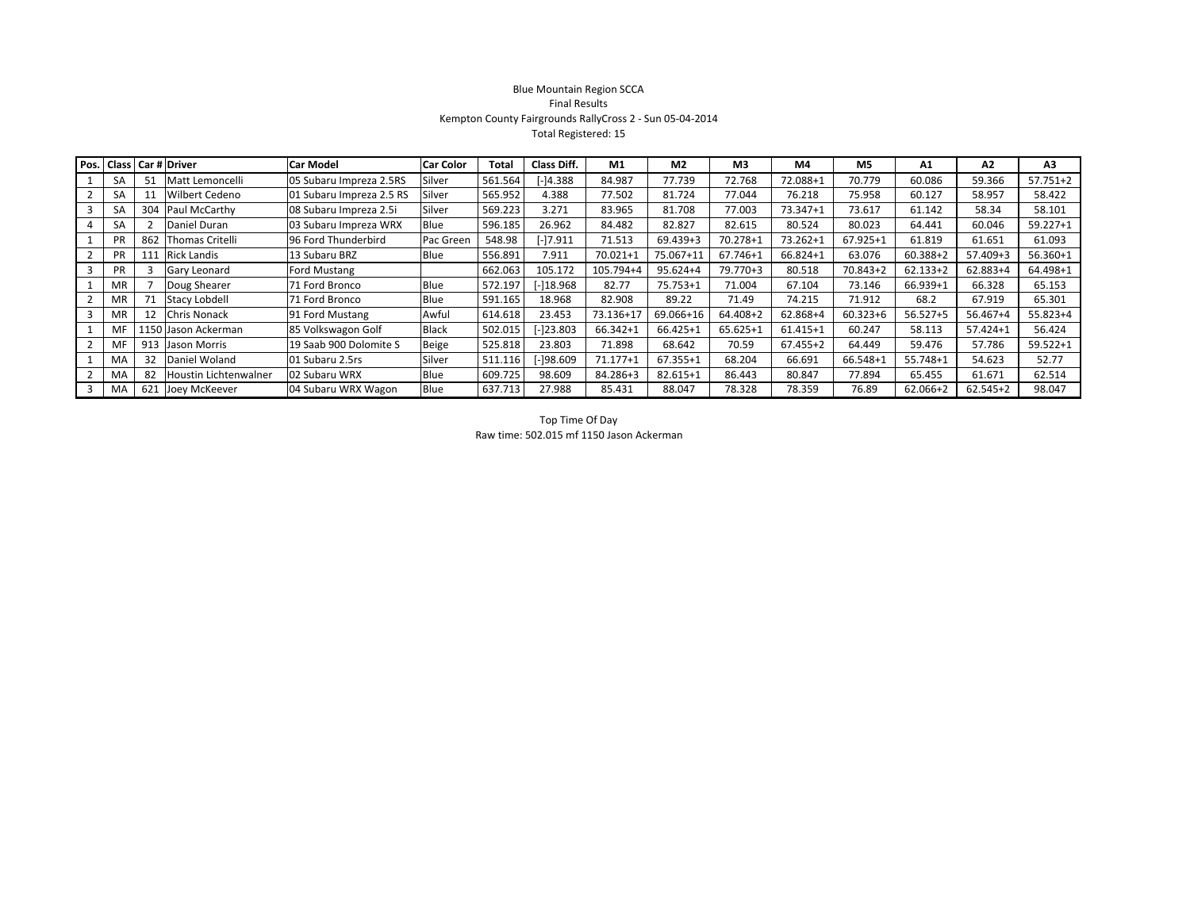Blue Mountain Region SCCA

Final Results

Kempton County Fairgrounds RallyCross 2 - Sun 05-04-2014

Total Registered: 15

| Pos. | Class | Car # | Driver | Car Model | Car Color | Total | Class Diff. | M1 | M2 | M3 | M4 | M5 | A1 | A2 | A3 |
|---|---|---|---|---|---|---|---|---|---|---|---|---|---|---|---|
| 1 | SA | 51 | Matt Lemoncelli | 05 Subaru Impreza 2.5RS | Silver | 561.564 | [-]4.388 | 84.987 | 77.739 | 72.768 | 72.088+1 | 70.779 | 60.086 | 59.366 | 57.751+2 |
| 2 | SA | 11 | Wilbert Cedeno | 01 Subaru Impreza 2.5 RS | Silver | 565.952 | 4.388 | 77.502 | 81.724 | 77.044 | 76.218 | 75.958 | 60.127 | 58.957 | 58.422 |
| 3 | SA | 304 | Paul McCarthy | 08 Subaru Impreza 2.5i | Silver | 569.223 | 3.271 | 83.965 | 81.708 | 77.003 | 73.347+1 | 73.617 | 61.142 | 58.34 | 58.101 |
| 4 | SA | 2 | Daniel Duran | 03 Subaru Impreza WRX | Blue | 596.185 | 26.962 | 84.482 | 82.827 | 82.615 | 80.524 | 80.023 | 64.441 | 60.046 | 59.227+1 |
| 1 | PR | 862 | Thomas Critelli | 96 Ford Thunderbird | Pac Green | 548.98 | [-]7.911 | 71.513 | 69.439+3 | 70.278+1 | 73.262+1 | 67.925+1 | 61.819 | 61.651 | 61.093 |
| 2 | PR | 111 | Rick Landis | 13 Subaru BRZ | Blue | 556.891 | 7.911 | 70.021+1 | 75.067+11 | 67.746+1 | 66.824+1 | 63.076 | 60.388+2 | 57.409+3 | 56.360+1 |
| 3 | PR | 3 | Gary Leonard | Ford Mustang | | 662.063 | 105.172 | 105.794+4 | 95.624+4 | 79.770+3 | 80.518 | 70.843+2 | 62.133+2 | 62.883+4 | 64.498+1 |
| 1 | MR | 7 | Doug Shearer | 71 Ford Bronco | Blue | 572.197 | [-]18.968 | 82.77 | 75.753+1 | 71.004 | 67.104 | 73.146 | 66.939+1 | 66.328 | 65.153 |
| 2 | MR | 71 | Stacy Lobdell | 71 Ford Bronco | Blue | 591.165 | 18.968 | 82.908 | 89.22 | 71.49 | 74.215 | 71.912 | 68.2 | 67.919 | 65.301 |
| 3 | MR | 12 | Chris Nonack | 91 Ford Mustang | Awful | 614.618 | 23.453 | 73.136+17 | 69.066+16 | 64.408+2 | 62.868+4 | 60.323+6 | 56.527+5 | 56.467+4 | 55.823+4 |
| 1 | MF | 1150 | Jason Ackerman | 85 Volkswagon Golf | Black | 502.015 | [-]23.803 | 66.342+1 | 66.425+1 | 65.625+1 | 61.415+1 | 60.247 | 58.113 | 57.424+1 | 56.424 |
| 2 | MF | 913 | Jason Morris | 19 Saab 900 Dolomite S | Beige | 525.818 | 23.803 | 71.898 | 68.642 | 70.59 | 67.455+2 | 64.449 | 59.476 | 57.786 | 59.522+1 |
| 1 | MA | 32 | Daniel Woland | 01 Subaru 2.5rs | Silver | 511.116 | [-]98.609 | 71.177+1 | 67.355+1 | 68.204 | 66.691 | 66.548+1 | 55.748+1 | 54.623 | 52.77 |
| 2 | MA | 82 | Houstin Lichtenwalner | 02 Subaru WRX | Blue | 609.725 | 98.609 | 84.286+3 | 82.615+1 | 86.443 | 80.847 | 77.894 | 65.455 | 61.671 | 62.514 |
| 3 | MA | 621 | Joey McKeever | 04 Subaru WRX Wagon | Blue | 637.713 | 27.988 | 85.431 | 88.047 | 78.328 | 78.359 | 76.89 | 62.066+2 | 62.545+2 | 98.047 |

Top Time Of Day

Raw time: 502.015 mf 1150 Jason Ackerman